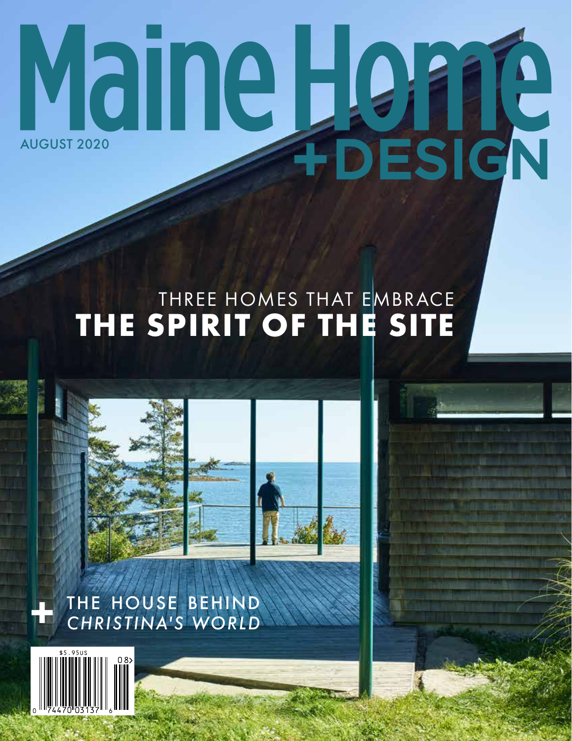# Maine Home +DESIGN

AUGUST 2020

THREE HOMES THAT EMBRACE

## THE SPIRIT OF THE SITE

+ THE HOUSE BEHIND *CHRISTINA'S WORLD*

$5.95US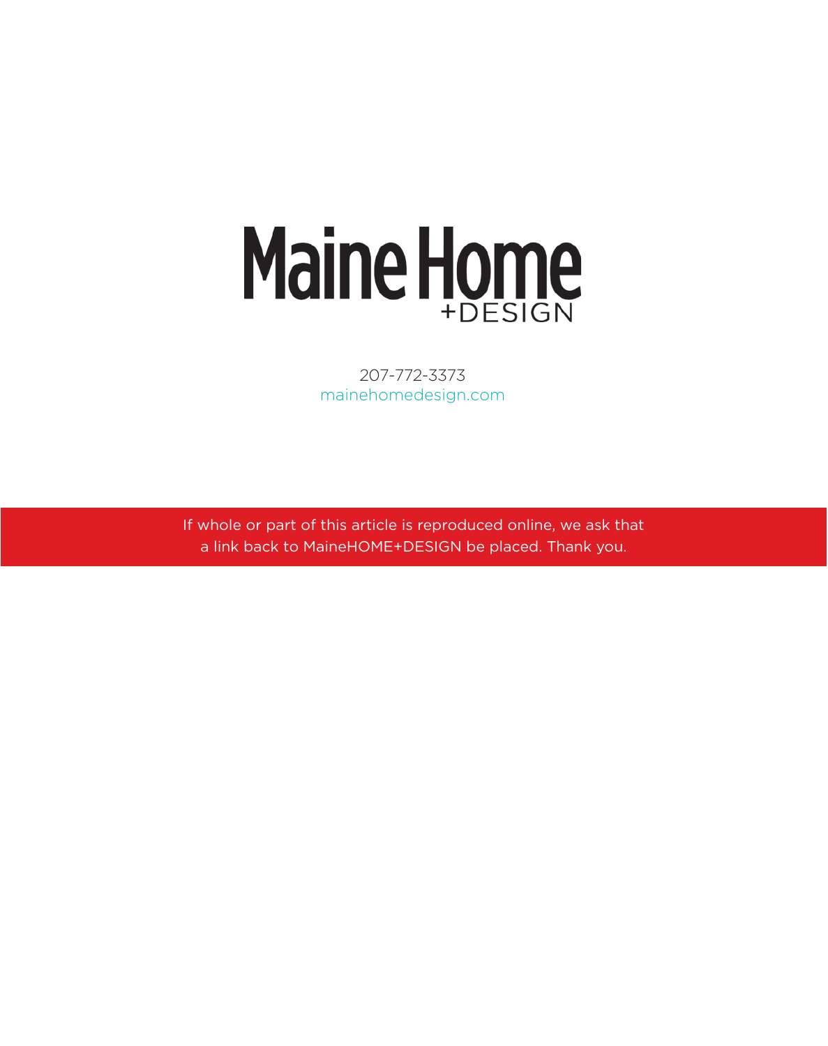# Maine Home +DESIGN

207-772-3373
mainehomedesign.com

If whole or part of this article is reproduced online, we ask that a link back to MaineHOME+DESIGN be placed. Thank you.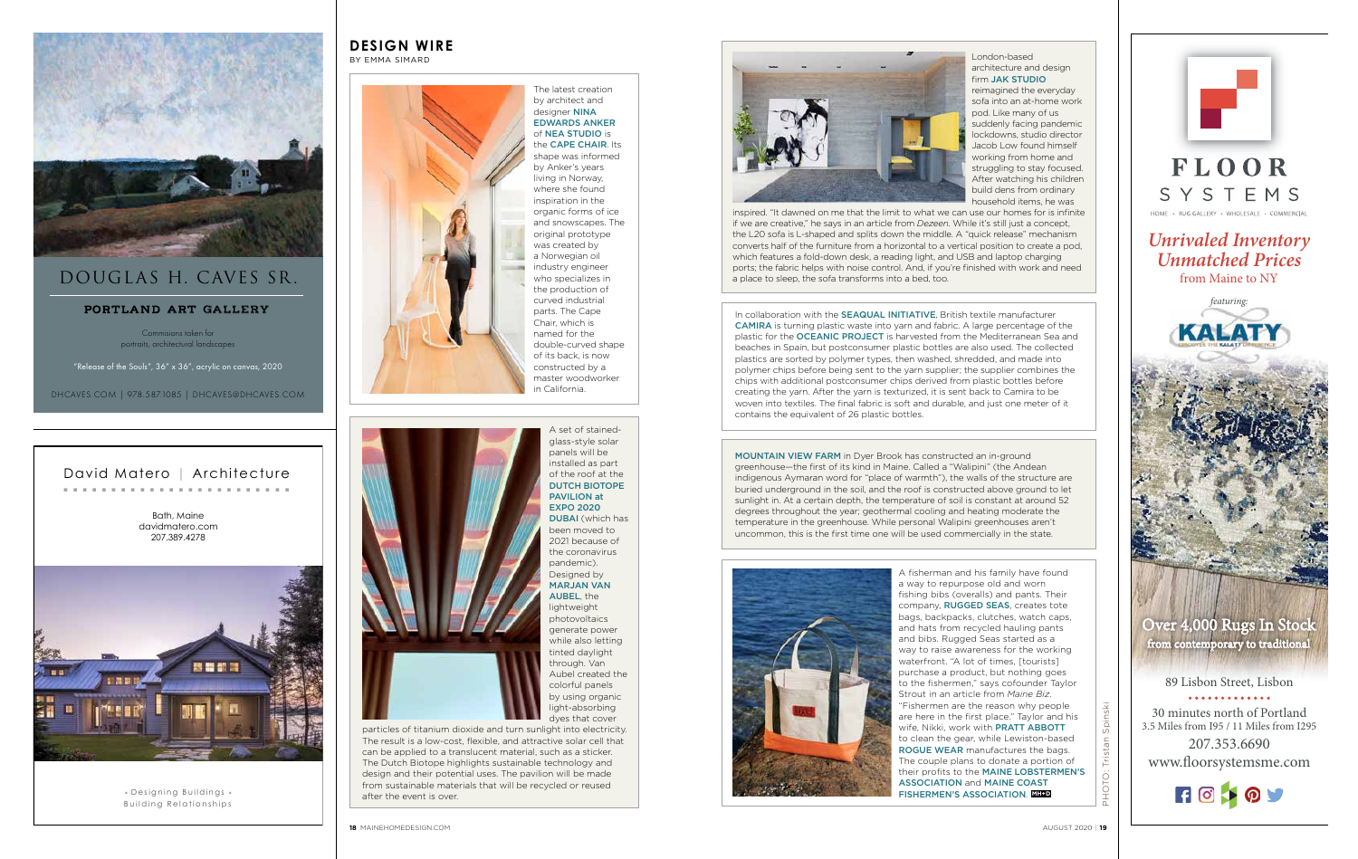DOUGLAS H. CAVES SR.

PORTLAND ART GALLERY

Commissions taken for portraits, architectural landscapes

"Release of the Souls", 36" x 36", acrylic on canvas, 2020

DHCAVES.COM | 978.587.1085 | DHCAVES@DHCAVES.COM

David Matero | Architecture

Bath, Maine
davidmatero.com
207.389.4278

• Designing Buildings •
Building Relationships

# DESIGN WIRE

BY EMMA SIMARD

The latest creation by architect and designer **NINA EDWARDS ANKER** of **NEA STUDIO** is the **CAPE CHAIR**. Its shape was informed by Anker's years living in Norway, where she found inspiration in the organic forms of ice and snowscapes. The original prototype was created by a Norwegian oil industry engineer who specializes in the production of curved industrial parts. The Cape Chair, which is named for the double-curved shape of its back, is now constructed by a master woodworker in California.

A set of stained-glass-style solar panels will be installed as part of the roof at the **DUTCH BIOTOPE PAVILION at EXPO 2020 DUBAI** (which has been moved to 2021 because of the coronavirus pandemic). Designed by **MARJAN VAN AUBEL**, the lightweight photovoltaics generate power while also letting tinted daylight through. Van Aubel created the colorful panels by using organic light-absorbing dyes that cover particles of titanium dioxide and turn sunlight into electricity. The result is a low-cost, flexible, and attractive solar cell that can be applied to a translucent material, such as a sticker. The Dutch Biotope highlights sustainable technology and design and their potential uses. The pavilion will be made from sustainable materials that will be recycled or reused after the event is over.

London-based architecture and design firm **JAK STUDIO** reimagined the everyday sofa into an at-home work pod. Like many of us suddenly facing pandemic lockdowns, studio director Jacob Low found himself working from home and struggling to stay focused. After watching his children build dens from ordinary household items, he was inspired. "It dawned on me that the limit to what we can use our homes for is infinite if we are creative," he says in an article from *Dezeen*. While it's still just a concept, the L20 sofa is L-shaped and splits down the middle. A "quick release" mechanism converts half of the furniture from a horizontal to a vertical position to create a pod, which features a fold-down desk, a reading light, and USB and laptop charging ports; the fabric helps with noise control. And, if you're finished with work and need a place to sleep, the sofa transforms into a bed, too.

In collaboration with the **SEAQUAL INITIATIVE**, British textile manufacturer **CAMIRA** is turning plastic waste into yarn and fabric. A large percentage of the plastic for the **OCEANIC PROJECT** is harvested from the Mediterranean Sea and beaches in Spain, but postconsumer plastic bottles are also used. The collected plastics are sorted by polymer types, then washed, shredded, and made into polymer chips before being sent to the yarn supplier; the supplier combines the chips with additional postconsumer chips derived from plastic bottles before creating the yarn. After the yarn is texturized, it is sent back to Camira to be woven into textiles. The final fabric is soft and durable, and just one meter of it contains the equivalent of 26 plastic bottles.

**MOUNTAIN VIEW FARM** in Dyer Brook has constructed an in-ground greenhouse—the first of its kind in Maine. Called a "Walipini" (the Andean indigenous Aymaran word for "place of warmth"), the walls of the structure are buried underground in the soil, and the roof is constructed above ground to let sunlight in. At a certain depth, the temperature of soil is constant at around 52 degrees throughout the year; geothermal cooling and heating moderate the temperature in the greenhouse. While personal Walipini greenhouses aren't uncommon, this is the first time one will be used commercially in the state.

A fisherman and his family have found a way to repurpose old and worn fishing bibs (overalls) and pants. Their company, **RUGGED SEAS**, creates tote bags, backpacks, clutches, watch caps, and hats from recycled hauling pants and bibs. Rugged Seas started as a way to raise awareness for the working waterfront. "A lot of times, [tourists] purchase a product, but nothing goes to the fishermen," says cofounder Taylor Strout in an article from *Maine Biz*. "Fishermen are the reason why people are here in the first place." Taylor and his wife, Nikki, work with **PRATT ABBOTT** to clean the gear, while Lewiston-based **ROGUE WEAR** manufactures the bags. The couple plans to donate a portion of their profits to the **MAINE LOBSTERMEN'S ASSOCIATION** and **MAINE COAST FISHERMEN'S ASSOCIATION**. MH+D

PHOTO: Tristan Spinski

FLOOR SYSTEMS

HOME • RUG GALLERY • WHOLESALE • COMMERCIAL

*Unrivaled Inventory*
*Unmatched Prices*
from Maine to NY

*featuring:*

KALATY

Over 4,000 Rugs In Stock
from contemporary to traditional

89 Lisbon Street, Lisbon

30 minutes north of Portland
3.5 Miles from I95 / 11 Miles from I295
207.353.6690
www.floorsystemsme.com